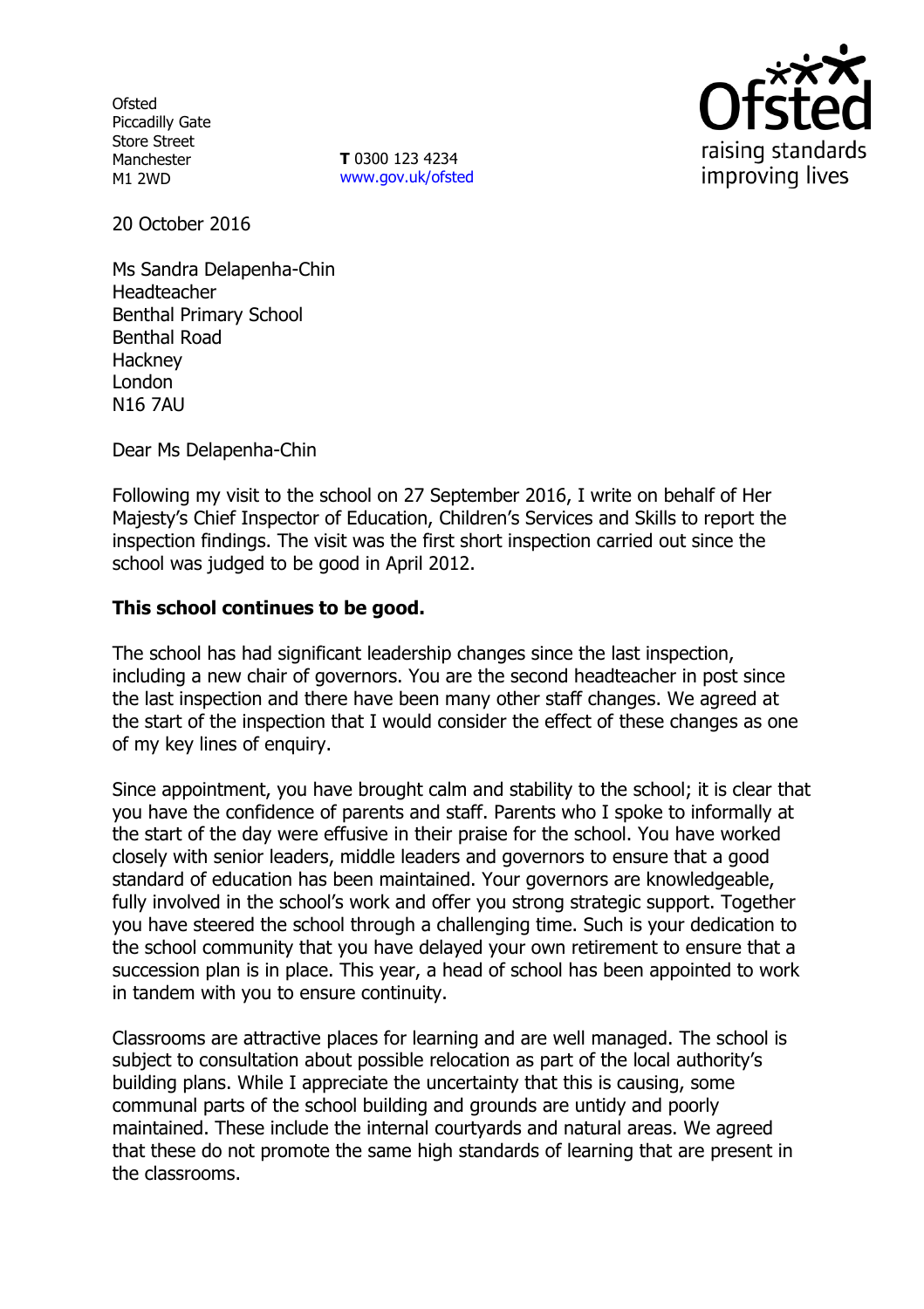Ofsted
Piccadilly Gate
Store Street
Manchester
M1 2WD

**T** 0300 123 4234
www.gov.uk/ofsted

20 October 2016

Ms Sandra Delapenha-Chin
Headteacher
Benthal Primary School
Benthal Road
Hackney
London
N16 7AU

Dear Ms Delapenha-Chin

Following my visit to the school on 27 September 2016, I write on behalf of Her Majesty's Chief Inspector of Education, Children's Services and Skills to report the inspection findings. The visit was the first short inspection carried out since the school was judged to be good in April 2012.

**This school continues to be good.**

The school has had significant leadership changes since the last inspection, including a new chair of governors. You are the second headteacher in post since the last inspection and there have been many other staff changes. We agreed at the start of the inspection that I would consider the effect of these changes as one of my key lines of enquiry.

Since appointment, you have brought calm and stability to the school; it is clear that you have the confidence of parents and staff. Parents who I spoke to informally at the start of the day were effusive in their praise for the school. You have worked closely with senior leaders, middle leaders and governors to ensure that a good standard of education has been maintained. Your governors are knowledgeable, fully involved in the school's work and offer you strong strategic support. Together you have steered the school through a challenging time. Such is your dedication to the school community that you have delayed your own retirement to ensure that a succession plan is in place. This year, a head of school has been appointed to work in tandem with you to ensure continuity.

Classrooms are attractive places for learning and are well managed. The school is subject to consultation about possible relocation as part of the local authority's building plans. While I appreciate the uncertainty that this is causing, some communal parts of the school building and grounds are untidy and poorly maintained. These include the internal courtyards and natural areas. We agreed that these do not promote the same high standards of learning that are present in the classrooms.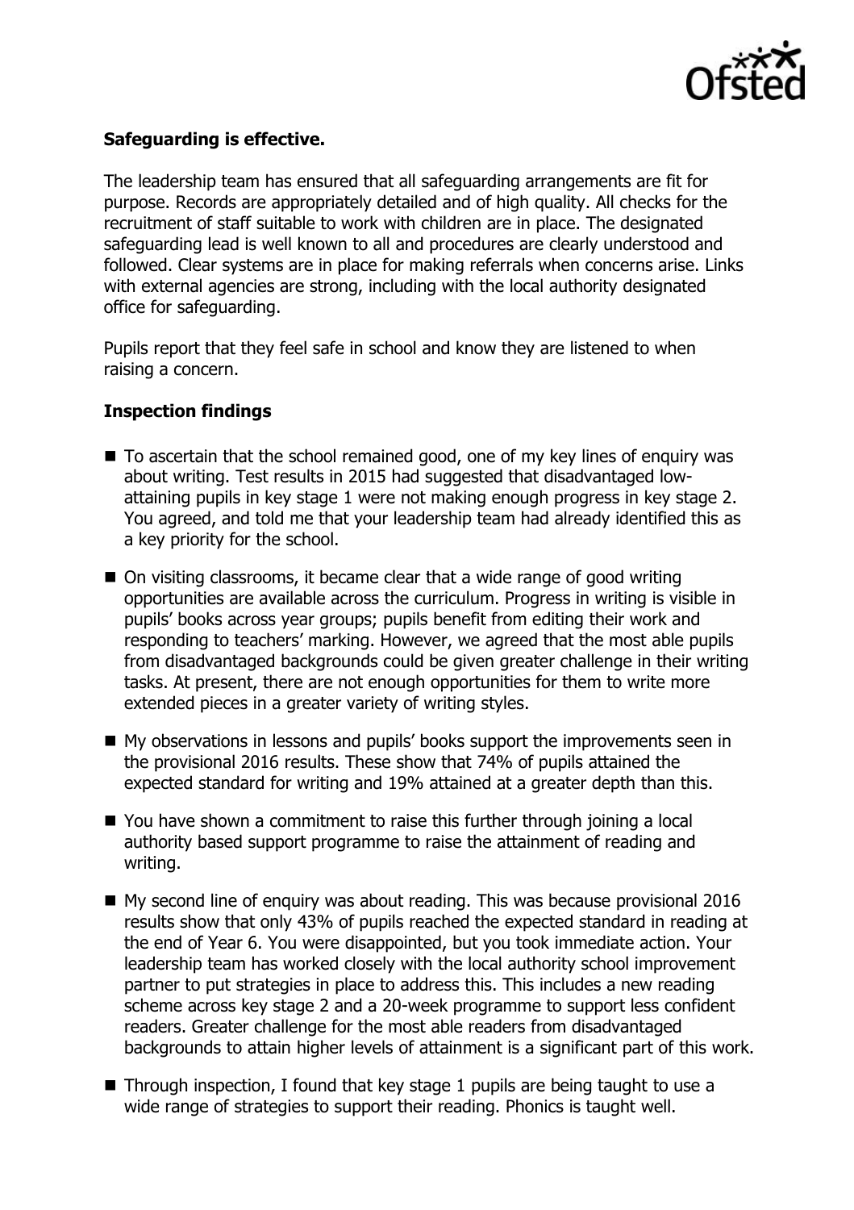**Safeguarding is effective.**

The leadership team has ensured that all safeguarding arrangements are fit for purpose. Records are appropriately detailed and of high quality. All checks for the recruitment of staff suitable to work with children are in place. The designated safeguarding lead is well known to all and procedures are clearly understood and followed. Clear systems are in place for making referrals when concerns arise. Links with external agencies are strong, including with the local authority designated office for safeguarding.

Pupils report that they feel safe in school and know they are listened to when raising a concern.

**Inspection findings**

- To ascertain that the school remained good, one of my key lines of enquiry was about writing. Test results in 2015 had suggested that disadvantaged low-attaining pupils in key stage 1 were not making enough progress in key stage 2. You agreed, and told me that your leadership team had already identified this as a key priority for the school.
- On visiting classrooms, it became clear that a wide range of good writing opportunities are available across the curriculum. Progress in writing is visible in pupils' books across year groups; pupils benefit from editing their work and responding to teachers' marking. However, we agreed that the most able pupils from disadvantaged backgrounds could be given greater challenge in their writing tasks. At present, there are not enough opportunities for them to write more extended pieces in a greater variety of writing styles.
- My observations in lessons and pupils' books support the improvements seen in the provisional 2016 results. These show that 74% of pupils attained the expected standard for writing and 19% attained at a greater depth than this.
- You have shown a commitment to raise this further through joining a local authority based support programme to raise the attainment of reading and writing.
- My second line of enquiry was about reading. This was because provisional 2016 results show that only 43% of pupils reached the expected standard in reading at the end of Year 6. You were disappointed, but you took immediate action. Your leadership team has worked closely with the local authority school improvement partner to put strategies in place to address this. This includes a new reading scheme across key stage 2 and a 20-week programme to support less confident readers. Greater challenge for the most able readers from disadvantaged backgrounds to attain higher levels of attainment is a significant part of this work.
- Through inspection, I found that key stage 1 pupils are being taught to use a wide range of strategies to support their reading. Phonics is taught well.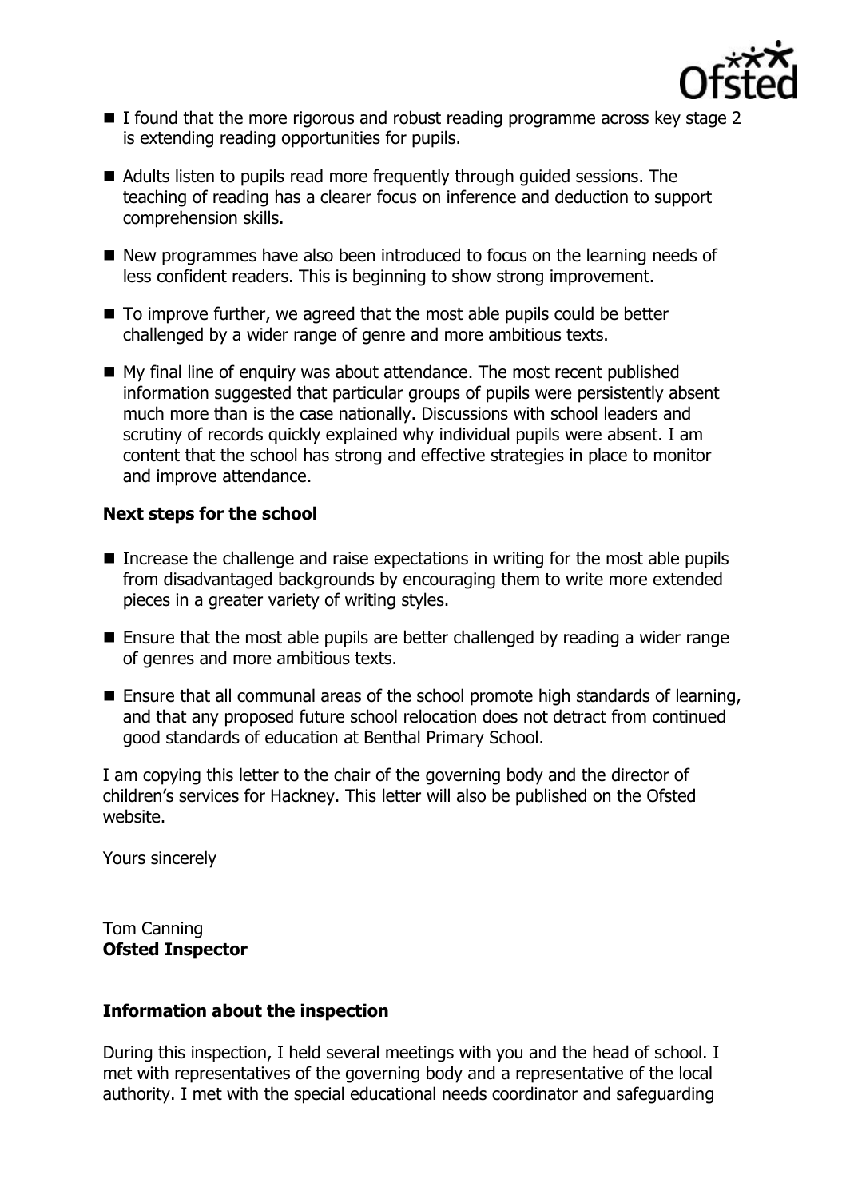- I found that the more rigorous and robust reading programme across key stage 2 is extending reading opportunities for pupils.
- Adults listen to pupils read more frequently through guided sessions. The teaching of reading has a clearer focus on inference and deduction to support comprehension skills.
- New programmes have also been introduced to focus on the learning needs of less confident readers. This is beginning to show strong improvement.
- To improve further, we agreed that the most able pupils could be better challenged by a wider range of genre and more ambitious texts.
- My final line of enquiry was about attendance. The most recent published information suggested that particular groups of pupils were persistently absent much more than is the case nationally. Discussions with school leaders and scrutiny of records quickly explained why individual pupils were absent. I am content that the school has strong and effective strategies in place to monitor and improve attendance.

**Next steps for the school**

- Increase the challenge and raise expectations in writing for the most able pupils from disadvantaged backgrounds by encouraging them to write more extended pieces in a greater variety of writing styles.
- Ensure that the most able pupils are better challenged by reading a wider range of genres and more ambitious texts.
- Ensure that all communal areas of the school promote high standards of learning, and that any proposed future school relocation does not detract from continued good standards of education at Benthal Primary School.

I am copying this letter to the chair of the governing body and the director of children's services for Hackney. This letter will also be published on the Ofsted website.

Yours sincerely

Tom Canning
**Ofsted Inspector**

**Information about the inspection**

During this inspection, I held several meetings with you and the head of school. I met with representatives of the governing body and a representative of the local authority. I met with the special educational needs coordinator and safeguarding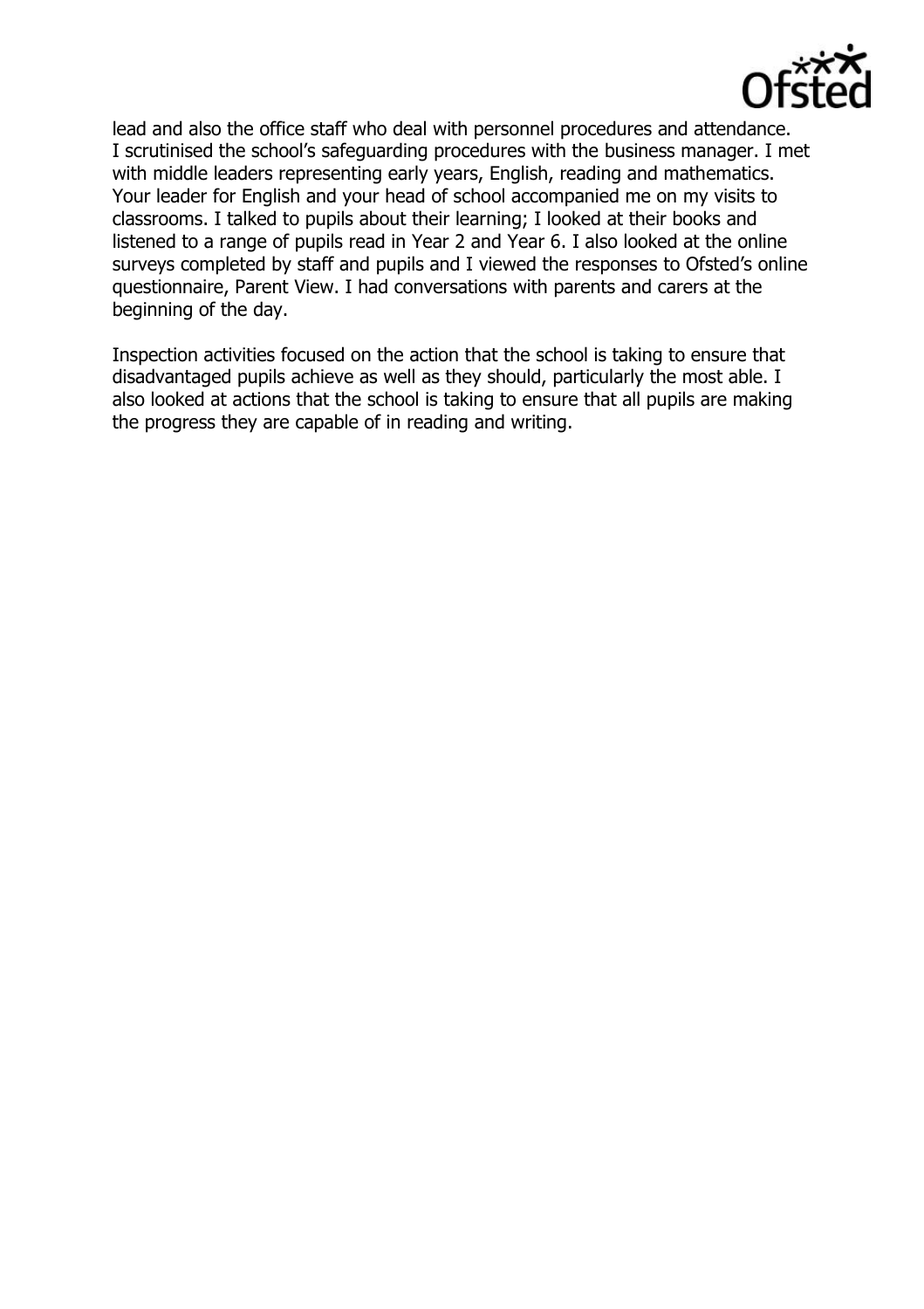lead and also the office staff who deal with personnel procedures and attendance. I scrutinised the school's safeguarding procedures with the business manager. I met with middle leaders representing early years, English, reading and mathematics. Your leader for English and your head of school accompanied me on my visits to classrooms. I talked to pupils about their learning; I looked at their books and listened to a range of pupils read in Year 2 and Year 6. I also looked at the online surveys completed by staff and pupils and I viewed the responses to Ofsted's online questionnaire, Parent View. I had conversations with parents and carers at the beginning of the day.

Inspection activities focused on the action that the school is taking to ensure that disadvantaged pupils achieve as well as they should, particularly the most able. I also looked at actions that the school is taking to ensure that all pupils are making the progress they are capable of in reading and writing.